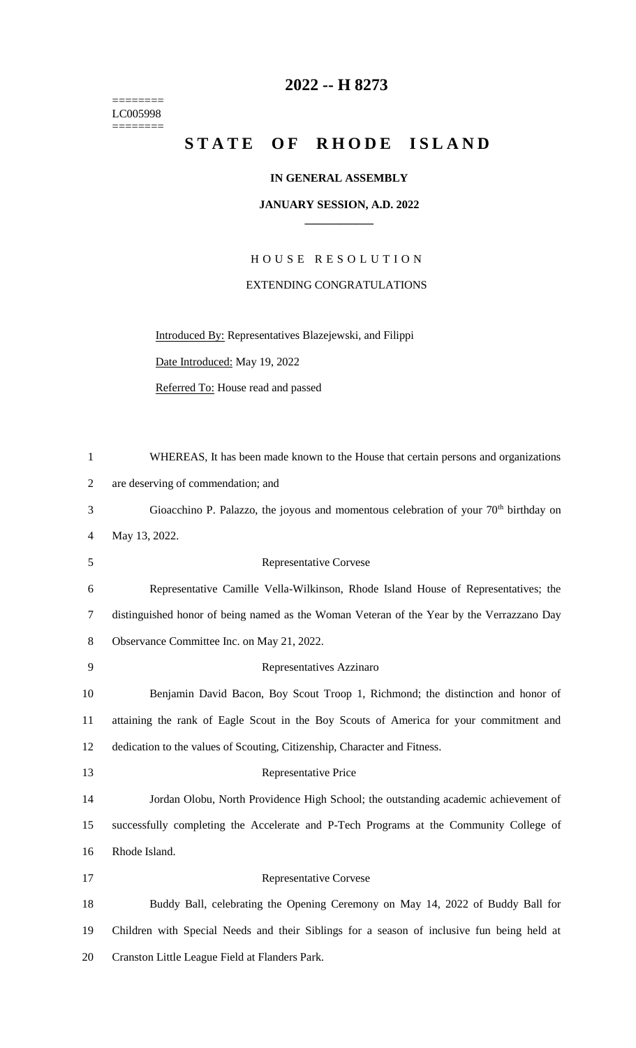========
LC005998
========

# 2022 -- H 8273

# STATE OF RHODE ISLAND

**IN GENERAL ASSEMBLY**

**JANUARY SESSION, A.D. 2022**

____________

HOUSE RESOLUTION

EXTENDING CONGRATULATIONS

Introduced By: Representatives Blazejewski, and Filippi

Date Introduced: May 19, 2022

Referred To: House read and passed

WHEREAS, It has been made known to the House that certain persons and organizations are deserving of commendation; and

Gioacchino P. Palazzo, the joyous and momentous celebration of your 70th birthday on May 13, 2022.

Representative Corvese

Representative Camille Vella-Wilkinson, Rhode Island House of Representatives; the distinguished honor of being named as the Woman Veteran of the Year by the Verrazzano Day Observance Committee Inc. on May 21, 2022.

Representatives Azzinaro

Benjamin David Bacon, Boy Scout Troop 1, Richmond; the distinction and honor of attaining the rank of Eagle Scout in the Boy Scouts of America for your commitment and dedication to the values of Scouting, Citizenship, Character and Fitness.

Representative Price

Jordan Olobu, North Providence High School; the outstanding academic achievement of successfully completing the Accelerate and P-Tech Programs at the Community College of Rhode Island.

Representative Corvese

Buddy Ball, celebrating the Opening Ceremony on May 14, 2022 of Buddy Ball for Children with Special Needs and their Siblings for a season of inclusive fun being held at Cranston Little League Field at Flanders Park.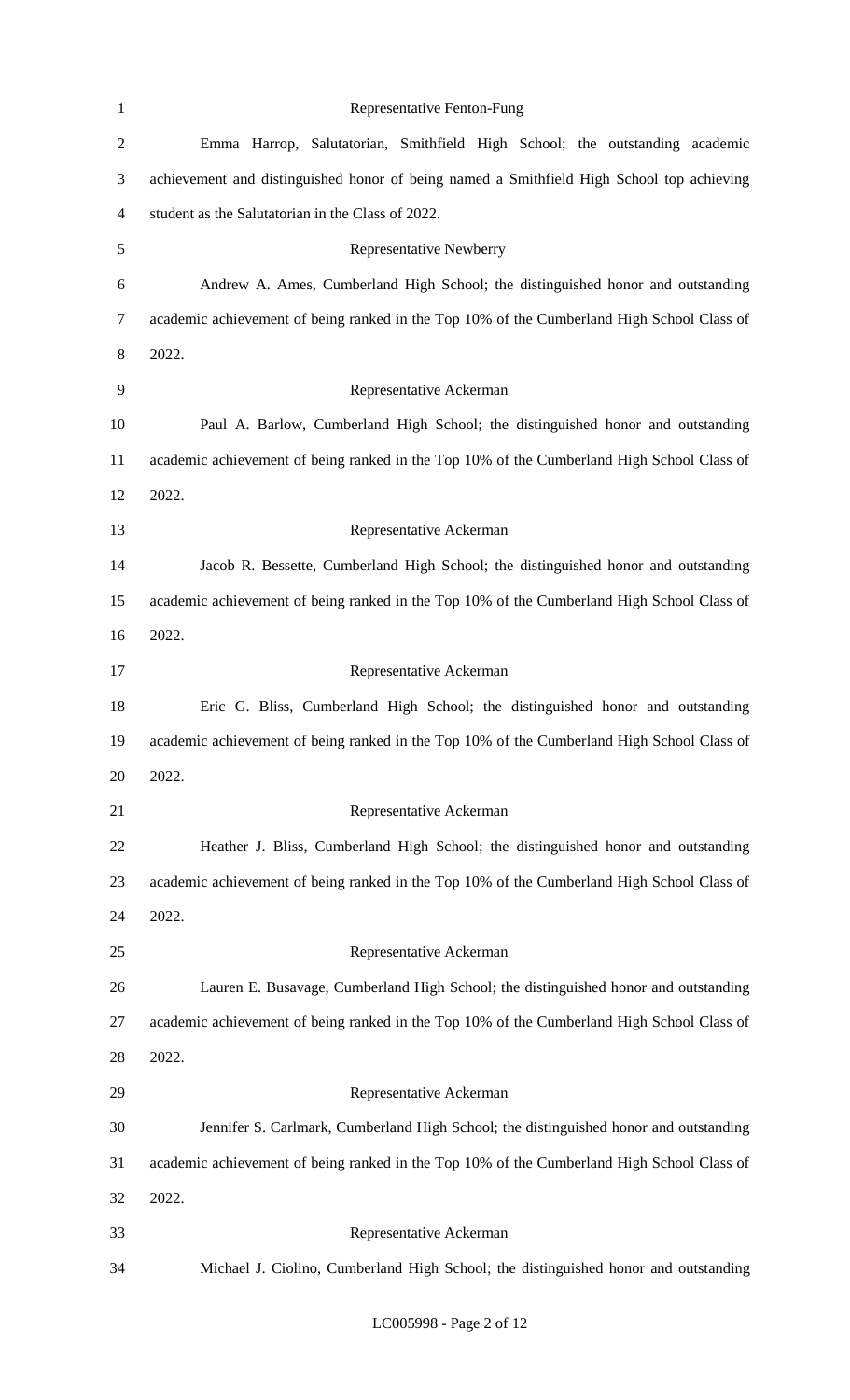Representative Fenton-Fung

Emma Harrop, Salutatorian, Smithfield High School; the outstanding academic achievement and distinguished honor of being named a Smithfield High School top achieving student as the Salutatorian in the Class of 2022.

Representative Newberry

Andrew A. Ames, Cumberland High School; the distinguished honor and outstanding academic achievement of being ranked in the Top 10% of the Cumberland High School Class of 2022.

Representative Ackerman

Paul A. Barlow, Cumberland High School; the distinguished honor and outstanding academic achievement of being ranked in the Top 10% of the Cumberland High School Class of 2022.

Representative Ackerman

Jacob R. Bessette, Cumberland High School; the distinguished honor and outstanding academic achievement of being ranked in the Top 10% of the Cumberland High School Class of 2022.

Representative Ackerman

Eric G. Bliss, Cumberland High School; the distinguished honor and outstanding academic achievement of being ranked in the Top 10% of the Cumberland High School Class of 2022.

Representative Ackerman

Heather J. Bliss, Cumberland High School; the distinguished honor and outstanding academic achievement of being ranked in the Top 10% of the Cumberland High School Class of 2022.

Representative Ackerman

Lauren E. Busavage, Cumberland High School; the distinguished honor and outstanding academic achievement of being ranked in the Top 10% of the Cumberland High School Class of 2022.

Representative Ackerman

Jennifer S. Carlmark, Cumberland High School; the distinguished honor and outstanding academic achievement of being ranked in the Top 10% of the Cumberland High School Class of 2022.

Representative Ackerman

Michael J. Ciolino, Cumberland High School; the distinguished honor and outstanding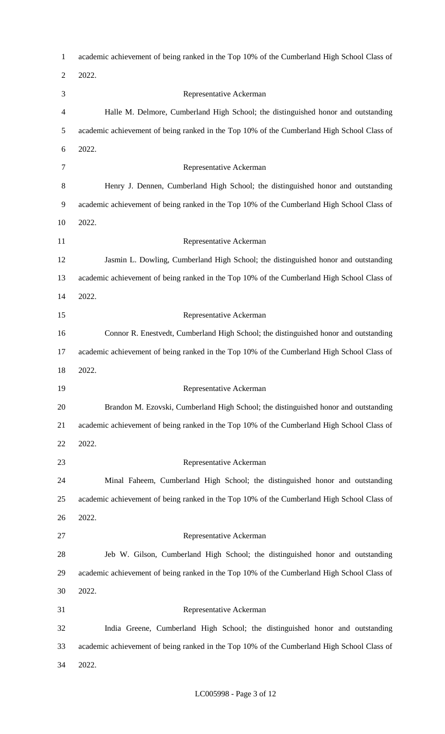academic achievement of being ranked in the Top 10% of the Cumberland High School Class of 2022.

Representative Ackerman

Halle M. Delmore, Cumberland High School; the distinguished honor and outstanding academic achievement of being ranked in the Top 10% of the Cumberland High School Class of 2022.

Representative Ackerman

Henry J. Dennen, Cumberland High School; the distinguished honor and outstanding academic achievement of being ranked in the Top 10% of the Cumberland High School Class of 2022.

Representative Ackerman

Jasmin L. Dowling, Cumberland High School; the distinguished honor and outstanding academic achievement of being ranked in the Top 10% of the Cumberland High School Class of 2022.

Representative Ackerman

Connor R. Enestvedt, Cumberland High School; the distinguished honor and outstanding academic achievement of being ranked in the Top 10% of the Cumberland High School Class of 2022.

Representative Ackerman

Brandon M. Ezovski, Cumberland High School; the distinguished honor and outstanding academic achievement of being ranked in the Top 10% of the Cumberland High School Class of 2022.

Representative Ackerman

Minal Faheem, Cumberland High School; the distinguished honor and outstanding academic achievement of being ranked in the Top 10% of the Cumberland High School Class of 2022.

Representative Ackerman

Jeb W. Gilson, Cumberland High School; the distinguished honor and outstanding academic achievement of being ranked in the Top 10% of the Cumberland High School Class of 2022.

Representative Ackerman

India Greene, Cumberland High School; the distinguished honor and outstanding academic achievement of being ranked in the Top 10% of the Cumberland High School Class of 2022.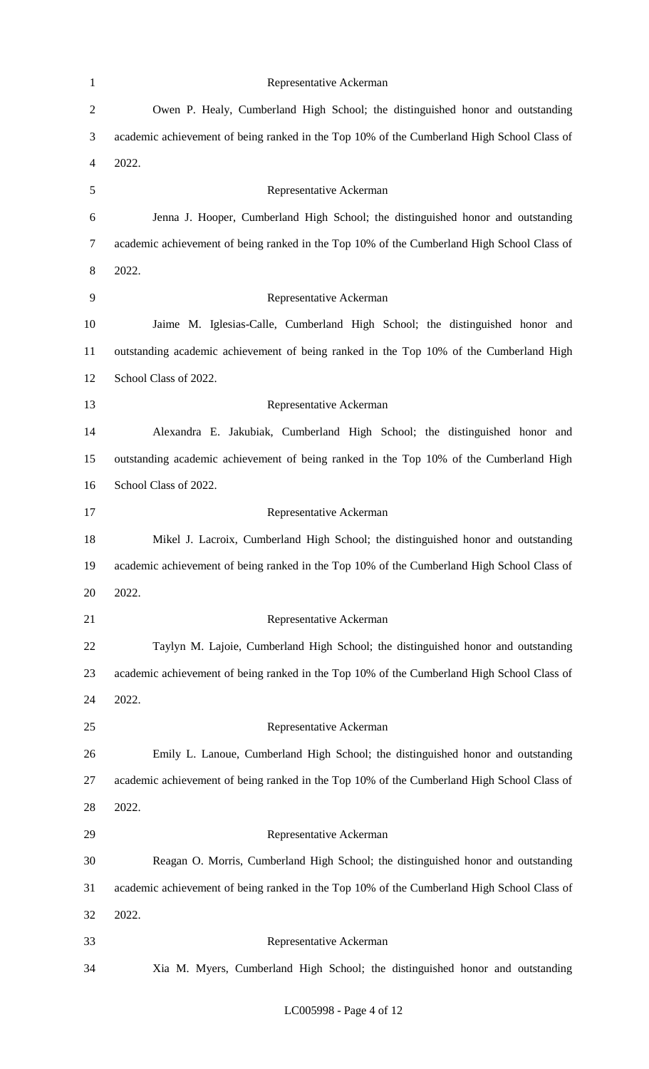Representative Ackerman

Owen P. Healy, Cumberland High School; the distinguished honor and outstanding academic achievement of being ranked in the Top 10% of the Cumberland High School Class of 2022.

Representative Ackerman

Jenna J. Hooper, Cumberland High School; the distinguished honor and outstanding academic achievement of being ranked in the Top 10% of the Cumberland High School Class of 2022.

Representative Ackerman

Jaime M. Iglesias-Calle, Cumberland High School; the distinguished honor and outstanding academic achievement of being ranked in the Top 10% of the Cumberland High School Class of 2022.

Representative Ackerman

Alexandra E. Jakubiak, Cumberland High School; the distinguished honor and outstanding academic achievement of being ranked in the Top 10% of the Cumberland High School Class of 2022.

Representative Ackerman

Mikel J. Lacroix, Cumberland High School; the distinguished honor and outstanding academic achievement of being ranked in the Top 10% of the Cumberland High School Class of 2022.

Representative Ackerman

Taylyn M. Lajoie, Cumberland High School; the distinguished honor and outstanding academic achievement of being ranked in the Top 10% of the Cumberland High School Class of 2022.

Representative Ackerman

Emily L. Lanoue, Cumberland High School; the distinguished honor and outstanding academic achievement of being ranked in the Top 10% of the Cumberland High School Class of 2022.

Representative Ackerman

Reagan O. Morris, Cumberland High School; the distinguished honor and outstanding academic achievement of being ranked in the Top 10% of the Cumberland High School Class of 2022.

Representative Ackerman

Xia M. Myers, Cumberland High School; the distinguished honor and outstanding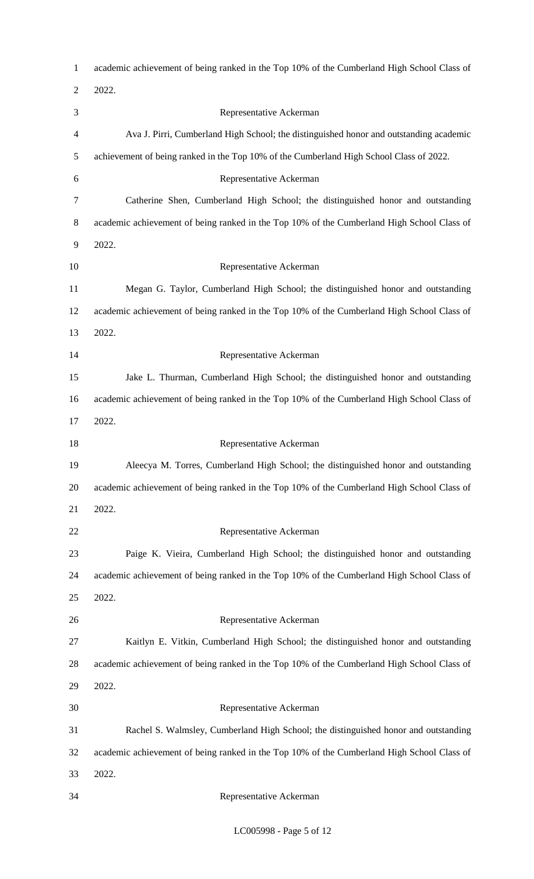academic achievement of being ranked in the Top 10% of the Cumberland High School Class of 2022.

Representative Ackerman

Ava J. Pirri, Cumberland High School; the distinguished honor and outstanding academic achievement of being ranked in the Top 10% of the Cumberland High School Class of 2022.

Representative Ackerman

Catherine Shen, Cumberland High School; the distinguished honor and outstanding academic achievement of being ranked in the Top 10% of the Cumberland High School Class of 2022.

Representative Ackerman

Megan G. Taylor, Cumberland High School; the distinguished honor and outstanding academic achievement of being ranked in the Top 10% of the Cumberland High School Class of 2022.

Representative Ackerman

Jake L. Thurman, Cumberland High School; the distinguished honor and outstanding academic achievement of being ranked in the Top 10% of the Cumberland High School Class of 2022.

Representative Ackerman

Aleecya M. Torres, Cumberland High School; the distinguished honor and outstanding academic achievement of being ranked in the Top 10% of the Cumberland High School Class of 2022.

Representative Ackerman

Paige K. Vieira, Cumberland High School; the distinguished honor and outstanding academic achievement of being ranked in the Top 10% of the Cumberland High School Class of 2022.

Representative Ackerman

Kaitlyn E. Vitkin, Cumberland High School; the distinguished honor and outstanding academic achievement of being ranked in the Top 10% of the Cumberland High School Class of 2022.

Representative Ackerman

Rachel S. Walmsley, Cumberland High School; the distinguished honor and outstanding academic achievement of being ranked in the Top 10% of the Cumberland High School Class of 2022.

Representative Ackerman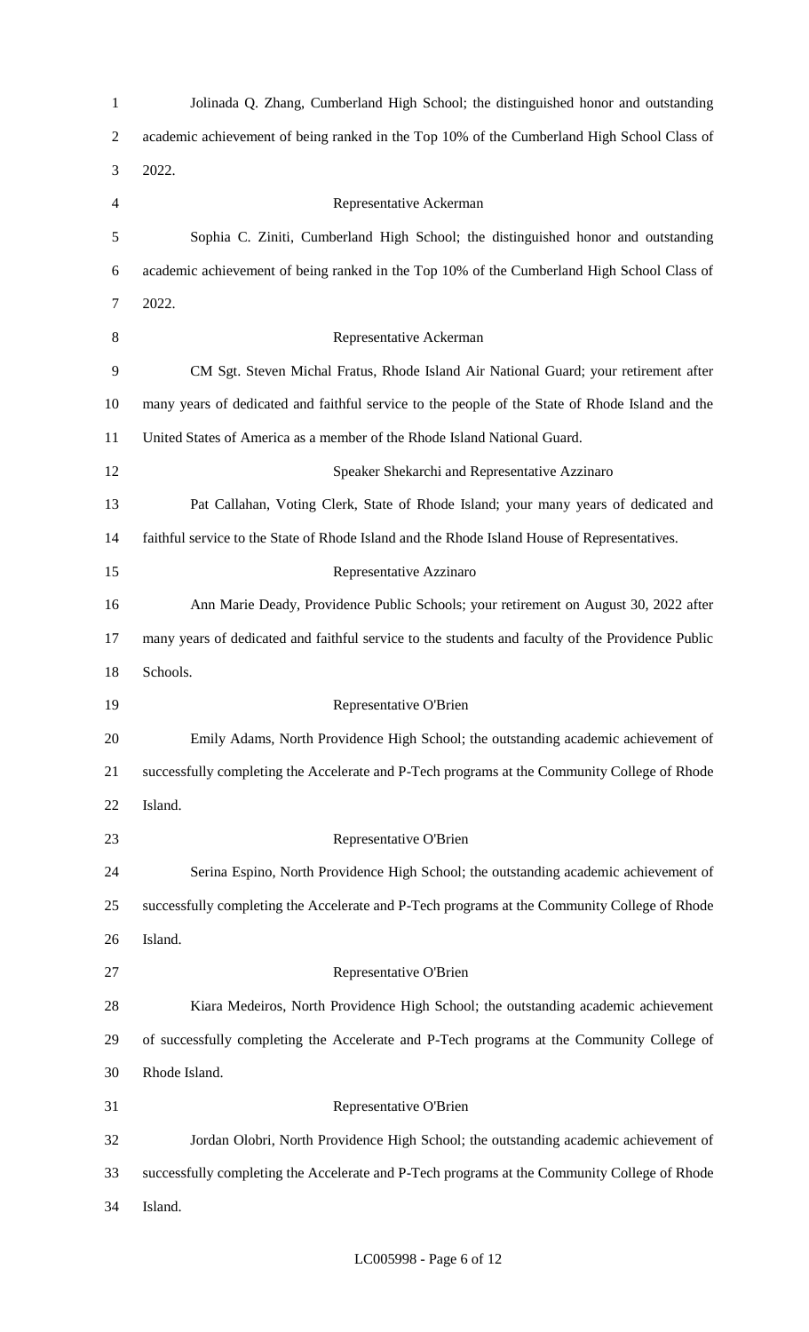Jolinada Q. Zhang, Cumberland High School; the distinguished honor and outstanding academic achievement of being ranked in the Top 10% of the Cumberland High School Class of 2022.

Representative Ackerman

Sophia C. Ziniti, Cumberland High School; the distinguished honor and outstanding academic achievement of being ranked in the Top 10% of the Cumberland High School Class of 2022.

Representative Ackerman

CM Sgt. Steven Michal Fratus, Rhode Island Air National Guard; your retirement after many years of dedicated and faithful service to the people of the State of Rhode Island and the United States of America as a member of the Rhode Island National Guard.

Speaker Shekarchi and Representative Azzinaro

Pat Callahan, Voting Clerk, State of Rhode Island; your many years of dedicated and faithful service to the State of Rhode Island and the Rhode Island House of Representatives.

Representative Azzinaro

Ann Marie Deady, Providence Public Schools; your retirement on August 30, 2022 after many years of dedicated and faithful service to the students and faculty of the Providence Public Schools.

Representative O'Brien

Emily Adams, North Providence High School; the outstanding academic achievement of successfully completing the Accelerate and P-Tech programs at the Community College of Rhode Island.

Representative O'Brien

Serina Espino, North Providence High School; the outstanding academic achievement of successfully completing the Accelerate and P-Tech programs at the Community College of Rhode Island.

Representative O'Brien

Kiara Medeiros, North Providence High School; the outstanding academic achievement of successfully completing the Accelerate and P-Tech programs at the Community College of Rhode Island.

Representative O'Brien

Jordan Olobri, North Providence High School; the outstanding academic achievement of successfully completing the Accelerate and P-Tech programs at the Community College of Rhode Island.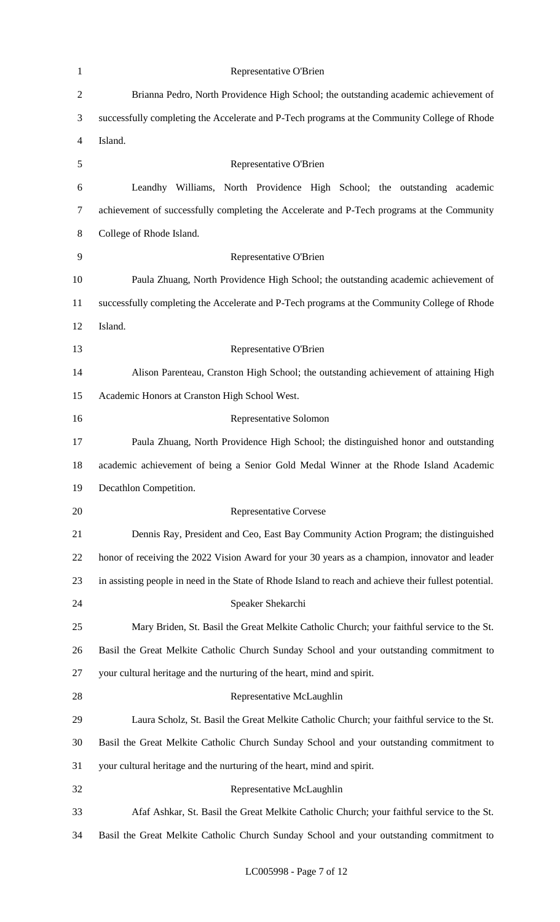Representative O'Brien

Brianna Pedro, North Providence High School; the outstanding academic achievement of successfully completing the Accelerate and P-Tech programs at the Community College of Rhode Island.

Representative O'Brien

Leandhy Williams, North Providence High School; the outstanding academic achievement of successfully completing the Accelerate and P-Tech programs at the Community College of Rhode Island.

Representative O'Brien

Paula Zhuang, North Providence High School; the outstanding academic achievement of successfully completing the Accelerate and P-Tech programs at the Community College of Rhode Island.

Representative O'Brien

Alison Parenteau, Cranston High School; the outstanding achievement of attaining High Academic Honors at Cranston High School West.

Representative Solomon

Paula Zhuang, North Providence High School; the distinguished honor and outstanding academic achievement of being a Senior Gold Medal Winner at the Rhode Island Academic Decathlon Competition.

Representative Corvese

Dennis Ray, President and Ceo, East Bay Community Action Program; the distinguished honor of receiving the 2022 Vision Award for your 30 years as a champion, innovator and leader in assisting people in need in the State of Rhode Island to reach and achieve their fullest potential.

Speaker Shekarchi

Mary Briden, St. Basil the Great Melkite Catholic Church; your faithful service to the St. Basil the Great Melkite Catholic Church Sunday School and your outstanding commitment to your cultural heritage and the nurturing of the heart, mind and spirit.

Representative McLaughlin

Laura Scholz, St. Basil the Great Melkite Catholic Church; your faithful service to the St. Basil the Great Melkite Catholic Church Sunday School and your outstanding commitment to your cultural heritage and the nurturing of the heart, mind and spirit.

Representative McLaughlin

Afaf Ashkar, St. Basil the Great Melkite Catholic Church; your faithful service to the St. Basil the Great Melkite Catholic Church Sunday School and your outstanding commitment to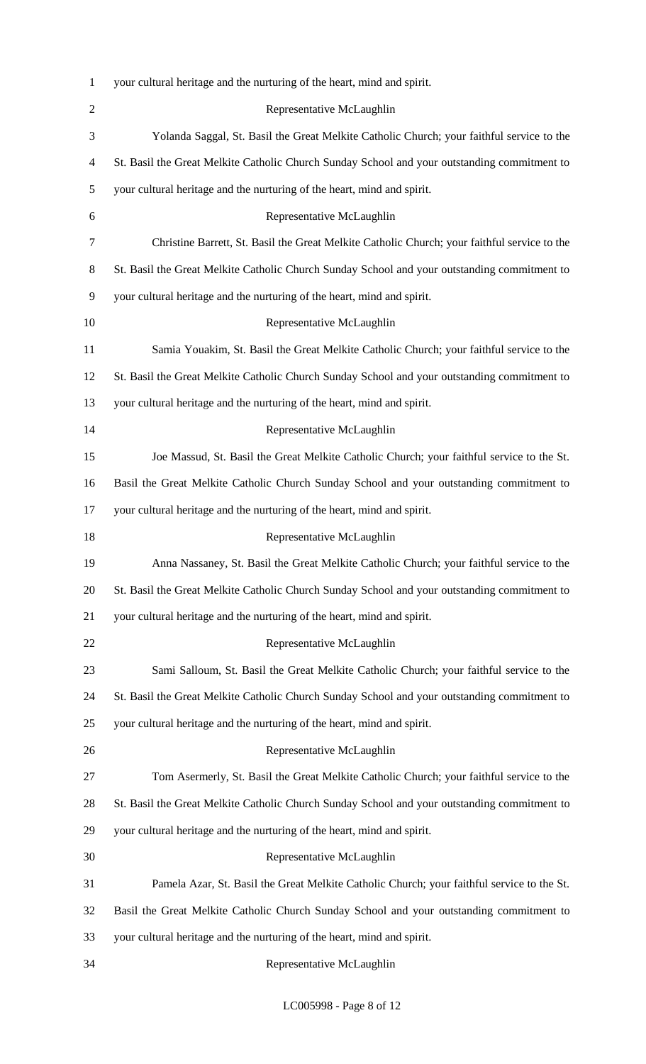your cultural heritage and the nurturing of the heart, mind and spirit.

Representative McLaughlin

Yolanda Saggal, St. Basil the Great Melkite Catholic Church; your faithful service to the St. Basil the Great Melkite Catholic Church Sunday School and your outstanding commitment to your cultural heritage and the nurturing of the heart, mind and spirit.

Representative McLaughlin

Christine Barrett, St. Basil the Great Melkite Catholic Church; your faithful service to the St. Basil the Great Melkite Catholic Church Sunday School and your outstanding commitment to your cultural heritage and the nurturing of the heart, mind and spirit.

Representative McLaughlin

Samia Youakim, St. Basil the Great Melkite Catholic Church; your faithful service to the St. Basil the Great Melkite Catholic Church Sunday School and your outstanding commitment to your cultural heritage and the nurturing of the heart, mind and spirit.

Representative McLaughlin

Joe Massud, St. Basil the Great Melkite Catholic Church; your faithful service to the St. Basil the Great Melkite Catholic Church Sunday School and your outstanding commitment to your cultural heritage and the nurturing of the heart, mind and spirit.

Representative McLaughlin

Anna Nassaney, St. Basil the Great Melkite Catholic Church; your faithful service to the St. Basil the Great Melkite Catholic Church Sunday School and your outstanding commitment to your cultural heritage and the nurturing of the heart, mind and spirit.

Representative McLaughlin

Sami Salloum, St. Basil the Great Melkite Catholic Church; your faithful service to the St. Basil the Great Melkite Catholic Church Sunday School and your outstanding commitment to your cultural heritage and the nurturing of the heart, mind and spirit.

Representative McLaughlin

Tom Asermerly, St. Basil the Great Melkite Catholic Church; your faithful service to the St. Basil the Great Melkite Catholic Church Sunday School and your outstanding commitment to your cultural heritage and the nurturing of the heart, mind and spirit.

Representative McLaughlin

Pamela Azar, St. Basil the Great Melkite Catholic Church; your faithful service to the St. Basil the Great Melkite Catholic Church Sunday School and your outstanding commitment to your cultural heritage and the nurturing of the heart, mind and spirit.

Representative McLaughlin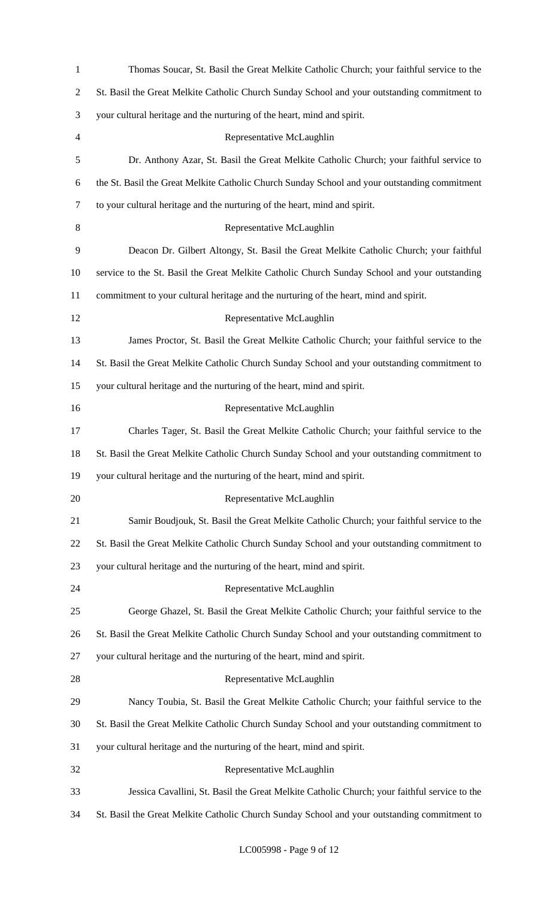Thomas Soucar, St. Basil the Great Melkite Catholic Church; your faithful service to the St. Basil the Great Melkite Catholic Church Sunday School and your outstanding commitment to your cultural heritage and the nurturing of the heart, mind and spirit.

Representative McLaughlin

Dr. Anthony Azar, St. Basil the Great Melkite Catholic Church; your faithful service to the St. Basil the Great Melkite Catholic Church Sunday School and your outstanding commitment to your cultural heritage and the nurturing of the heart, mind and spirit.

Representative McLaughlin

Deacon Dr. Gilbert Altongy, St. Basil the Great Melkite Catholic Church; your faithful service to the St. Basil the Great Melkite Catholic Church Sunday School and your outstanding commitment to your cultural heritage and the nurturing of the heart, mind and spirit.

Representative McLaughlin

James Proctor, St. Basil the Great Melkite Catholic Church; your faithful service to the St. Basil the Great Melkite Catholic Church Sunday School and your outstanding commitment to your cultural heritage and the nurturing of the heart, mind and spirit.

Representative McLaughlin

Charles Tager, St. Basil the Great Melkite Catholic Church; your faithful service to the St. Basil the Great Melkite Catholic Church Sunday School and your outstanding commitment to your cultural heritage and the nurturing of the heart, mind and spirit.

Representative McLaughlin

Samir Boudjouk, St. Basil the Great Melkite Catholic Church; your faithful service to the St. Basil the Great Melkite Catholic Church Sunday School and your outstanding commitment to your cultural heritage and the nurturing of the heart, mind and spirit.

Representative McLaughlin

George Ghazel, St. Basil the Great Melkite Catholic Church; your faithful service to the St. Basil the Great Melkite Catholic Church Sunday School and your outstanding commitment to your cultural heritage and the nurturing of the heart, mind and spirit.

Representative McLaughlin

Nancy Toubia, St. Basil the Great Melkite Catholic Church; your faithful service to the St. Basil the Great Melkite Catholic Church Sunday School and your outstanding commitment to your cultural heritage and the nurturing of the heart, mind and spirit.

Representative McLaughlin

Jessica Cavallini, St. Basil the Great Melkite Catholic Church; your faithful service to the St. Basil the Great Melkite Catholic Church Sunday School and your outstanding commitment to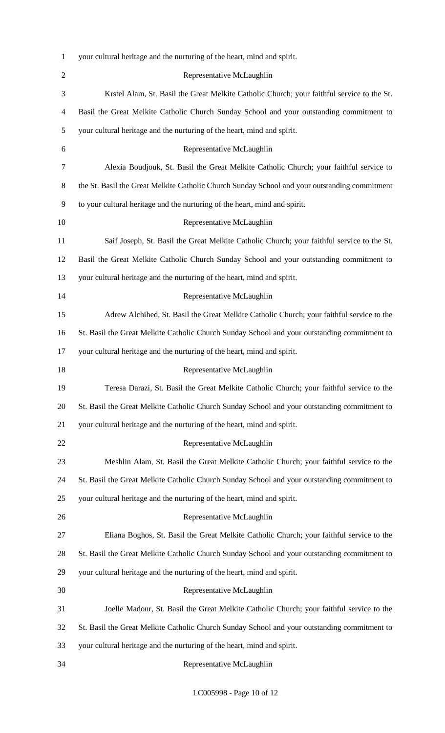your cultural heritage and the nurturing of the heart, mind and spirit.

Representative McLaughlin

Krstel Alam, St. Basil the Great Melkite Catholic Church; your faithful service to the St. Basil the Great Melkite Catholic Church Sunday School and your outstanding commitment to your cultural heritage and the nurturing of the heart, mind and spirit.

Representative McLaughlin

Alexia Boudjouk, St. Basil the Great Melkite Catholic Church; your faithful service to the St. Basil the Great Melkite Catholic Church Sunday School and your outstanding commitment to your cultural heritage and the nurturing of the heart, mind and spirit.

Representative McLaughlin

Saif Joseph, St. Basil the Great Melkite Catholic Church; your faithful service to the St. Basil the Great Melkite Catholic Church Sunday School and your outstanding commitment to your cultural heritage and the nurturing of the heart, mind and spirit.

Representative McLaughlin

Adrew Alchihed, St. Basil the Great Melkite Catholic Church; your faithful service to the St. Basil the Great Melkite Catholic Church Sunday School and your outstanding commitment to your cultural heritage and the nurturing of the heart, mind and spirit.

Representative McLaughlin

Teresa Darazi, St. Basil the Great Melkite Catholic Church; your faithful service to the St. Basil the Great Melkite Catholic Church Sunday School and your outstanding commitment to your cultural heritage and the nurturing of the heart, mind and spirit.

Representative McLaughlin

Meshlin Alam, St. Basil the Great Melkite Catholic Church; your faithful service to the St. Basil the Great Melkite Catholic Church Sunday School and your outstanding commitment to your cultural heritage and the nurturing of the heart, mind and spirit.

Representative McLaughlin

Eliana Boghos, St. Basil the Great Melkite Catholic Church; your faithful service to the St. Basil the Great Melkite Catholic Church Sunday School and your outstanding commitment to your cultural heritage and the nurturing of the heart, mind and spirit.

Representative McLaughlin

Joelle Madour, St. Basil the Great Melkite Catholic Church; your faithful service to the St. Basil the Great Melkite Catholic Church Sunday School and your outstanding commitment to your cultural heritage and the nurturing of the heart, mind and spirit.

Representative McLaughlin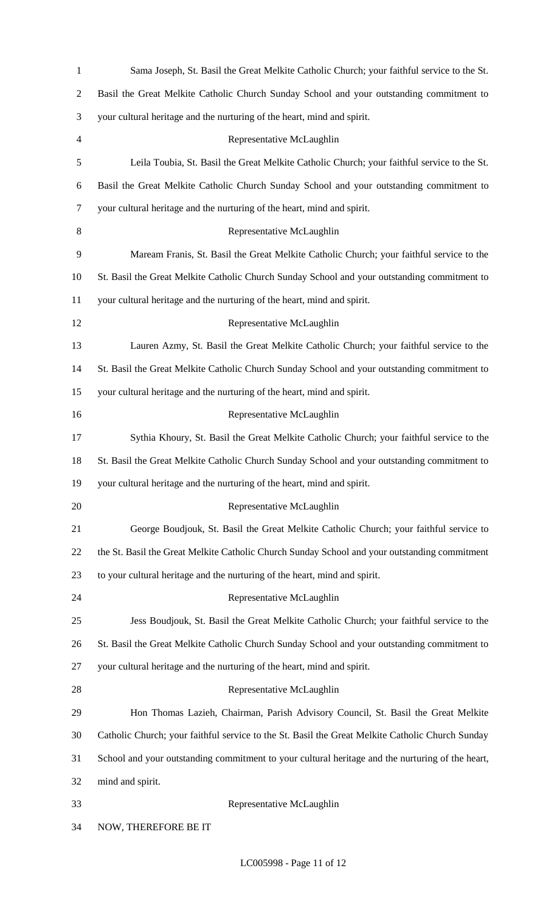Sama Joseph, St. Basil the Great Melkite Catholic Church; your faithful service to the St. Basil the Great Melkite Catholic Church Sunday School and your outstanding commitment to your cultural heritage and the nurturing of the heart, mind and spirit.

Representative McLaughlin

Leila Toubia, St. Basil the Great Melkite Catholic Church; your faithful service to the St. Basil the Great Melkite Catholic Church Sunday School and your outstanding commitment to your cultural heritage and the nurturing of the heart, mind and spirit.

Representative McLaughlin

Maream Franis, St. Basil the Great Melkite Catholic Church; your faithful service to the St. Basil the Great Melkite Catholic Church Sunday School and your outstanding commitment to your cultural heritage and the nurturing of the heart, mind and spirit.

Representative McLaughlin

Lauren Azmy, St. Basil the Great Melkite Catholic Church; your faithful service to the St. Basil the Great Melkite Catholic Church Sunday School and your outstanding commitment to your cultural heritage and the nurturing of the heart, mind and spirit.

Representative McLaughlin

Sythia Khoury, St. Basil the Great Melkite Catholic Church; your faithful service to the St. Basil the Great Melkite Catholic Church Sunday School and your outstanding commitment to your cultural heritage and the nurturing of the heart, mind and spirit.

Representative McLaughlin

George Boudjouk, St. Basil the Great Melkite Catholic Church; your faithful service to the St. Basil the Great Melkite Catholic Church Sunday School and your outstanding commitment to your cultural heritage and the nurturing of the heart, mind and spirit.

Representative McLaughlin

Jess Boudjouk, St. Basil the Great Melkite Catholic Church; your faithful service to the St. Basil the Great Melkite Catholic Church Sunday School and your outstanding commitment to your cultural heritage and the nurturing of the heart, mind and spirit.

Representative McLaughlin

Hon Thomas Lazieh, Chairman, Parish Advisory Council, St. Basil the Great Melkite Catholic Church; your faithful service to the St. Basil the Great Melkite Catholic Church Sunday School and your outstanding commitment to your cultural heritage and the nurturing of the heart, mind and spirit.

Representative McLaughlin

NOW, THEREFORE BE IT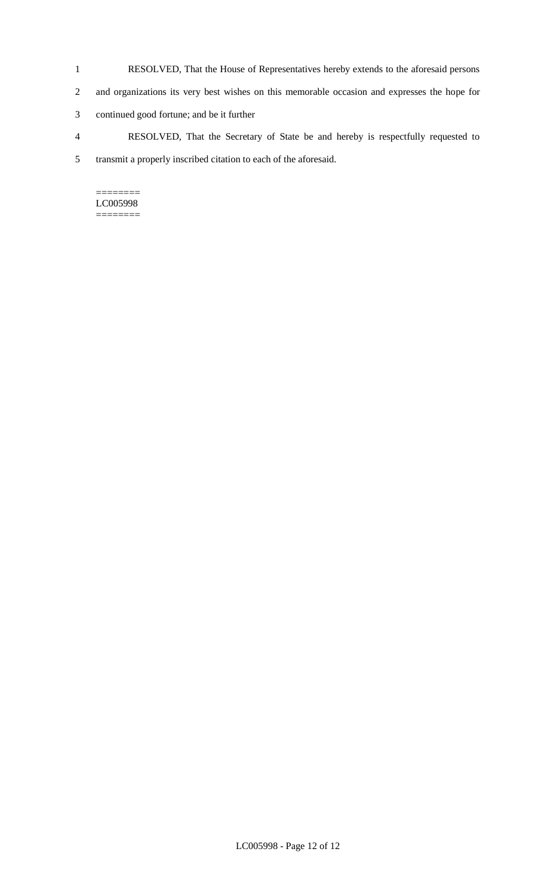RESOLVED, That the House of Representatives hereby extends to the aforesaid persons and organizations its very best wishes on this memorable occasion and expresses the hope for continued good fortune; and be it further

RESOLVED, That the Secretary of State be and hereby is respectfully requested to transmit a properly inscribed citation to each of the aforesaid.

========
LC005998
========